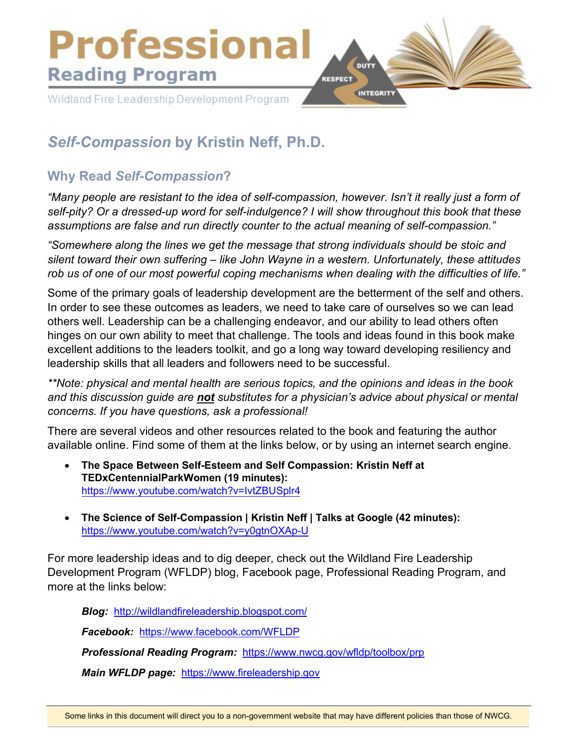# Professional

## Reading Program

Wildland Fire Leadership Development Program

DUTY

RESPECT

INTEGRITY

## *Self-Compassion* by Kristin Neff, Ph.D.

### Why Read *Self-Compassion*?

*"Many people are resistant to the idea of self-compassion, however. Isn't it really just a form of self-pity? Or a dressed-up word for self-indulgence? I will show throughout this book that these assumptions are false and run directly counter to the actual meaning of self-compassion."*

*"Somewhere along the lines we get the message that strong individuals should be stoic and silent toward their own suffering – like John Wayne in a western. Unfortunately, these attitudes rob us of one of our most powerful coping mechanisms when dealing with the difficulties of life."*

Some of the primary goals of leadership development are the betterment of the self and others. In order to see these outcomes as leaders, we need to take care of ourselves so we can lead others well. Leadership can be a challenging endeavor, and our ability to lead others often hinges on our own ability to meet that challenge. The tools and ideas found in this book make excellent additions to the leaders toolkit, and go a long way toward developing resiliency and leadership skills that all leaders and followers need to be successful.

*\*\*Note: physical and mental health are serious topics, and the opinions and ideas in the book and this discussion guide are **not** substitutes for a physician's advice about physical or mental concerns. If you have questions, ask a professional!*

There are several videos and other resources related to the book and featuring the author available online. Find some of them at the links below, or by using an internet search engine.

- **The Space Between Self-Esteem and Self Compassion: Kristin Neff at TEDxCentennialParkWomen (19 minutes):** https://www.youtube.com/watch?v=IvtZBUSplr4
- **The Science of Self-Compassion | Kristin Neff | Talks at Google (42 minutes):** https://www.youtube.com/watch?v=y0gtnOXAp-U

For more leadership ideas and to dig deeper, check out the Wildland Fire Leadership Development Program (WFLDP) blog, Facebook page, Professional Reading Program, and more at the links below:

***Blog:*** http://wildlandfireleadership.blogspot.com/

***Facebook:*** https://www.facebook.com/WFLDP

***Professional Reading Program:*** https://www.nwcg.gov/wfldp/toolbox/prp

***Main WFLDP page:*** https://www.fireleadership.gov

Some links in this document will direct you to a non-government website that may have different policies than those of NWCG.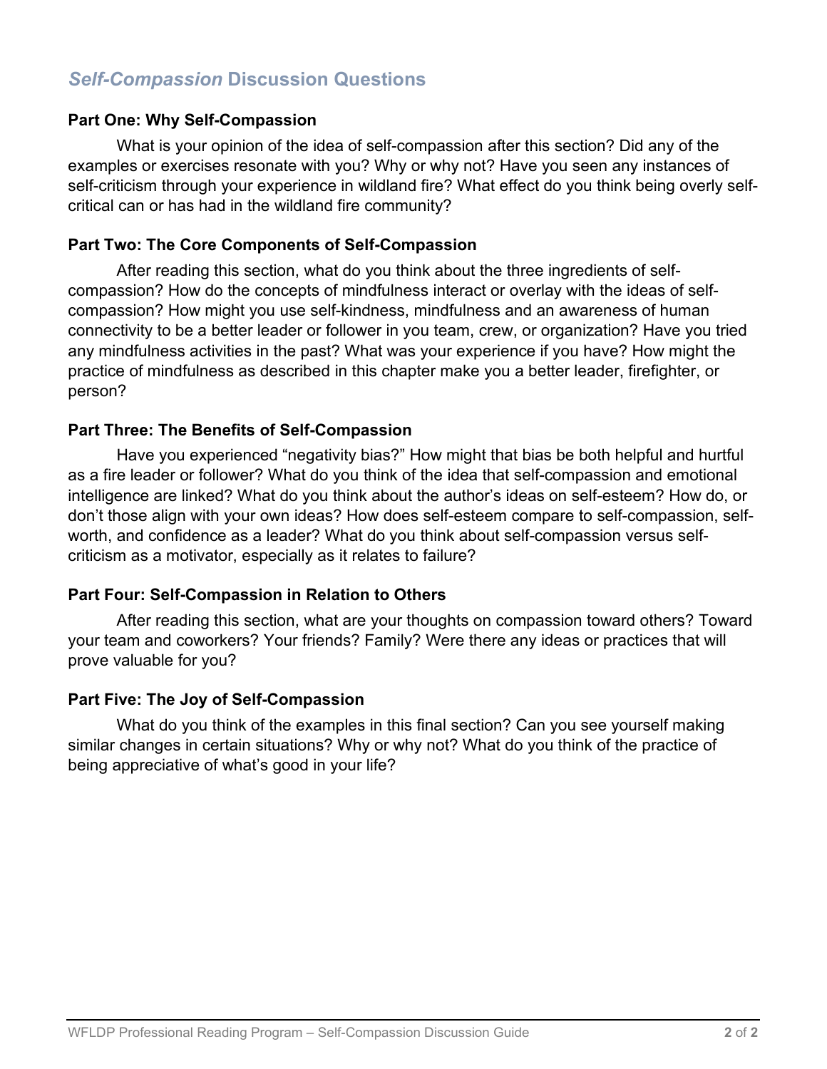## *Self-Compassion* Discussion Questions

### Part One: Why Self-Compassion

What is your opinion of the idea of self-compassion after this section? Did any of the examples or exercises resonate with you? Why or why not? Have you seen any instances of self-criticism through your experience in wildland fire? What effect do you think being overly self-critical can or has had in the wildland fire community?

### Part Two: The Core Components of Self-Compassion

After reading this section, what do you think about the three ingredients of self-compassion? How do the concepts of mindfulness interact or overlay with the ideas of self-compassion? How might you use self-kindness, mindfulness and an awareness of human connectivity to be a better leader or follower in you team, crew, or organization? Have you tried any mindfulness activities in the past? What was your experience if you have? How might the practice of mindfulness as described in this chapter make you a better leader, firefighter, or person?

### Part Three: The Benefits of Self-Compassion

Have you experienced "negativity bias?" How might that bias be both helpful and hurtful as a fire leader or follower? What do you think of the idea that self-compassion and emotional intelligence are linked? What do you think about the author's ideas on self-esteem? How do, or don't those align with your own ideas? How does self-esteem compare to self-compassion, self-worth, and confidence as a leader? What do you think about self-compassion versus self-criticism as a motivator, especially as it relates to failure?

### Part Four: Self-Compassion in Relation to Others

After reading this section, what are your thoughts on compassion toward others? Toward your team and coworkers? Your friends? Family? Were there any ideas or practices that will prove valuable for you?

### Part Five: The Joy of Self-Compassion

What do you think of the examples in this final section? Can you see yourself making similar changes in certain situations? Why or why not? What do you think of the practice of being appreciative of what's good in your life?